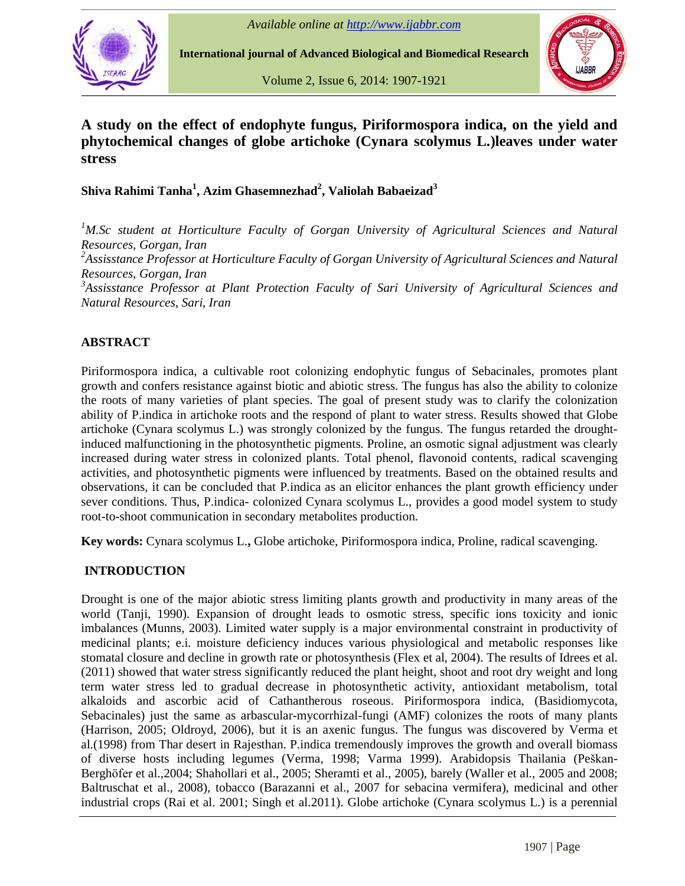# A study on the effect of endophyte fungus, Piriformospora indica, on the yield and phytochemical changes of globe artichoke (Cynara scolymus L.)leaves under water stress

**Shiva Rahimi Tanha[1], Azim Ghasemnezhad[2], Valiolah Babaeizad[3]**

*[1]M.Sc student at Horticulture Faculty of Gorgan University of Agricultural Sciences and Natural Resources, Gorgan, Iran*
*[2]Assisstance Professor at Horticulture Faculty of Gorgan University of Agricultural Sciences and Natural Resources, Gorgan, Iran*
*[3]Assisstance Professor at Plant Protection Faculty of Sari University of Agricultural Sciences and Natural Resources, Sari, Iran*

## ABSTRACT

Piriformospora indica, a cultivable root colonizing endophytic fungus of Sebacinales, promotes plant growth and confers resistance against biotic and abiotic stress. The fungus has also the ability to colonize the roots of many varieties of plant species. The goal of present study was to clarify the colonization ability of P.indica in artichoke roots and the respond of plant to water stress. Results showed that Globe artichoke (Cynara scolymus L.) was strongly colonized by the fungus. The fungus retarded the drought-induced malfunctioning in the photosynthetic pigments. Proline, an osmotic signal adjustment was clearly increased during water stress in colonized plants. Total phenol, flavonoid contents, radical scavenging activities, and photosynthetic pigments were influenced by treatments. Based on the obtained results and observations, it can be concluded that P.indica as an elicitor enhances the plant growth efficiency under sever conditions. Thus, P.indica- colonized Cynara scolymus L., provides a good model system to study root-to-shoot communication in secondary metabolites production.

**Key words:** Cynara scolymus L.**,** Globe artichoke, Piriformospora indica, Proline, radical scavenging.

## INTRODUCTION

Drought is one of the major abiotic stress limiting plants growth and productivity in many areas of the world (Tanji, 1990). Expansion of drought leads to osmotic stress, specific ions toxicity and ionic imbalances (Munns, 2003). Limited water supply is a major environmental constraint in productivity of medicinal plants; e.i. moisture deficiency induces various physiological and metabolic responses like stomatal closure and decline in growth rate or photosynthesis (Flex et al, 2004). The results of Idrees et al. (2011) showed that water stress significantly reduced the plant height, shoot and root dry weight and long term water stress led to gradual decrease in photosynthetic activity, antioxidant metabolism, total alkaloids and ascorbic acid of Cathantherous roseous. Piriformospora indica, (Basidiomycota, Sebacinales) just the same as arbascular-mycorrhizal-fungi (AMF) colonizes the roots of many plants (Harrison, 2005; Oldroyd, 2006), but it is an axenic fungus. The fungus was discovered by Verma et al.(1998) from Thar desert in Rajesthan. P.indica tremendously improves the growth and overall biomass of diverse hosts including legumes (Verma, 1998; Varma 1999). Arabidopsis Thailania (Peškan-Berghöfer et al.,2004; Shahollari et al., 2005; Sheramti et al., 2005), barely (Waller et al., 2005 and 2008; Baltruschat et al., 2008), tobacco (Barazanni et al., 2007 for sebacina vermifera), medicinal and other industrial crops (Rai et al. 2001; Singh et al.2011). Globe artichoke (Cynara scolymus L.) is a perennial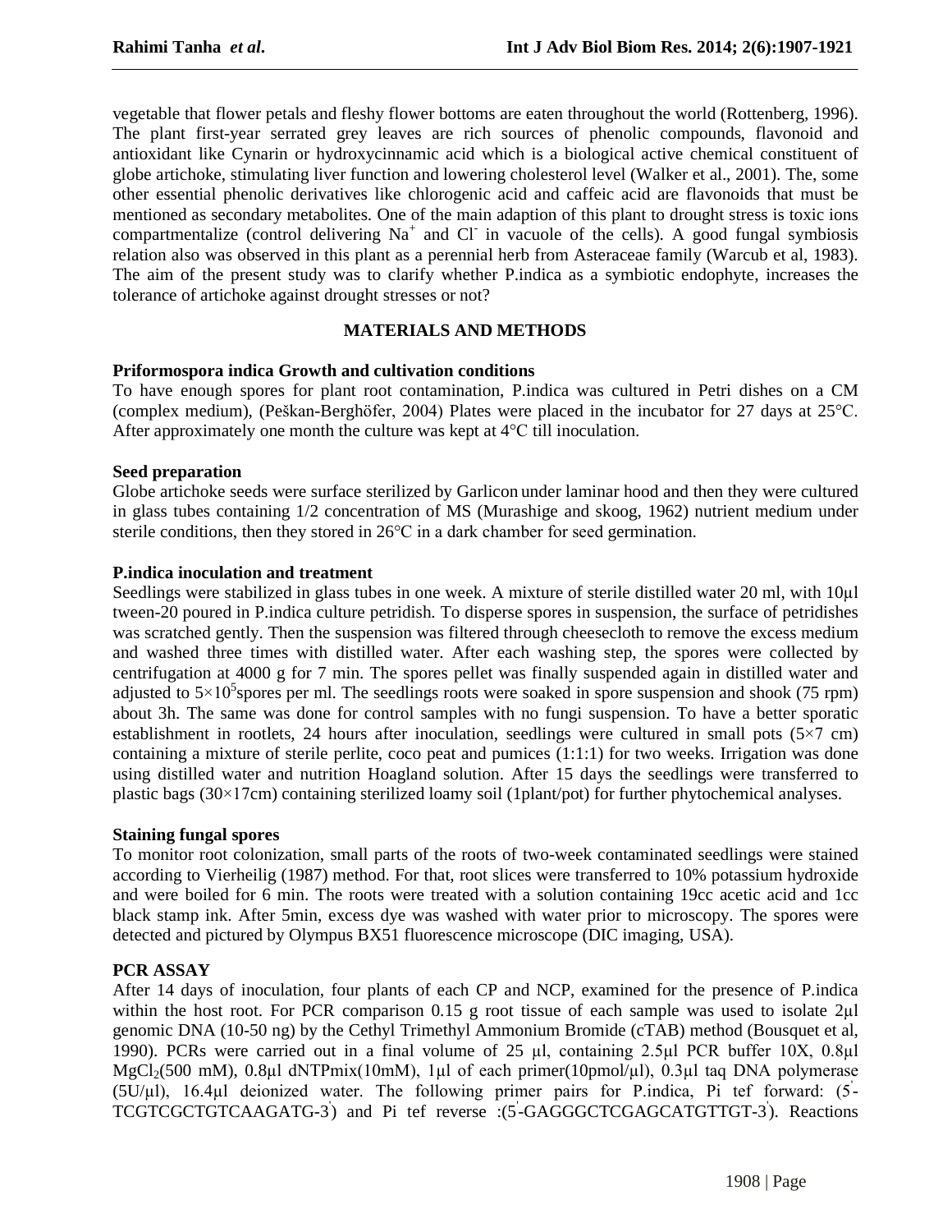vegetable that flower petals and fleshy flower bottoms are eaten throughout the world (Rottenberg, 1996). The plant first-year serrated grey leaves are rich sources of phenolic compounds, flavonoid and antioxidant like Cynarin or hydroxycinnamic acid which is a biological active chemical constituent of globe artichoke, stimulating liver function and lowering cholesterol level (Walker et al., 2001). The, some other essential phenolic derivatives like chlorogenic acid and caffeic acid are flavonoids that must be mentioned as secondary metabolites. One of the main adaption of this plant to drought stress is toxic ions compartmentalize (control delivering $Na^+$ and $Cl^-$ in vacuole of the cells). A good fungal symbiosis relation also was observed in this plant as a perennial herb from Asteraceae family (Warcub et al, 1983). The aim of the present study was to clarify whether P.indica as a symbiotic endophyte, increases the tolerance of artichoke against drought stresses or not?

## MATERIALS AND METHODS

**Priformospora indica Growth and cultivation conditions**

To have enough spores for plant root contamination, P.indica was cultured in Petri dishes on a CM (complex medium), (Peškan-Berghöfer, 2004) Plates were placed in the incubator for 27 days at 25°C. After approximately one month the culture was kept at 4°C till inoculation.

**Seed preparation**

Globe artichoke seeds were surface sterilized by Garlicon under laminar hood and then they were cultured in glass tubes containing 1/2 concentration of MS (Murashige and skoog, 1962) nutrient medium under sterile conditions, then they stored in 26°C in a dark chamber for seed germination.

**P.indica inoculation and treatment**

Seedlings were stabilized in glass tubes in one week. A mixture of sterile distilled water 20 ml, with 10µl tween-20 poured in P.indica culture petridish. To disperse spores in suspension, the surface of petridishes was scratched gently. Then the suspension was filtered through cheesecloth to remove the excess medium and washed three times with distilled water. After each washing step, the spores were collected by centrifugation at 4000 g for 7 min. The spores pellet was finally suspended again in distilled water and adjusted to $5\times10^5$spores per ml. The seedlings roots were soaked in spore suspension and shook (75 rpm) about 3h. The same was done for control samples with no fungi suspension. To have a better sporatic establishment in rootlets, 24 hours after inoculation, seedlings were cultured in small pots (5×7 cm) containing a mixture of sterile perlite, coco peat and pumices (1:1:1) for two weeks. Irrigation was done using distilled water and nutrition Hoagland solution. After 15 days the seedlings were transferred to plastic bags (30×17cm) containing sterilized loamy soil (1plant/pot) for further phytochemical analyses.

**Staining fungal spores**

To monitor root colonization, small parts of the roots of two-week contaminated seedlings were stained according to Vierheilig (1987) method. For that, root slices were transferred to 10% potassium hydroxide and were boiled for 6 min. The roots were treated with a solution containing 19cc acetic acid and 1cc black stamp ink. After 5min, excess dye was washed with water prior to microscopy. The spores were detected and pictured by Olympus BX51 fluorescence microscope (DIC imaging, USA).

**PCR ASSAY**

After 14 days of inoculation, four plants of each CP and NCP, examined for the presence of P.indica within the host root. For PCR comparison 0.15 g root tissue of each sample was used to isolate 2µl genomic DNA (10-50 ng) by the Cethyl Trimethyl Ammonium Bromide (cTAB) method (Bousquet et al, 1990). PCRs were carried out in a final volume of 25 µl, containing 2.5µl PCR buffer 10X, 0.8µl $MgCl_2$(500 mM), 0.8µl dNTPmix(10mM), 1µl of each primer(10pmol/µl), 0.3µl taq DNA polymerase (5U/µl), 16.4µl deionized water. The following primer pairs for P.indica, Pi tef forward: (5'-TCGTCGCTGTCAAGATG-3') and Pi tef reverse :(5'-GAGGGCTCGAGCATGTTGT-3'). Reactions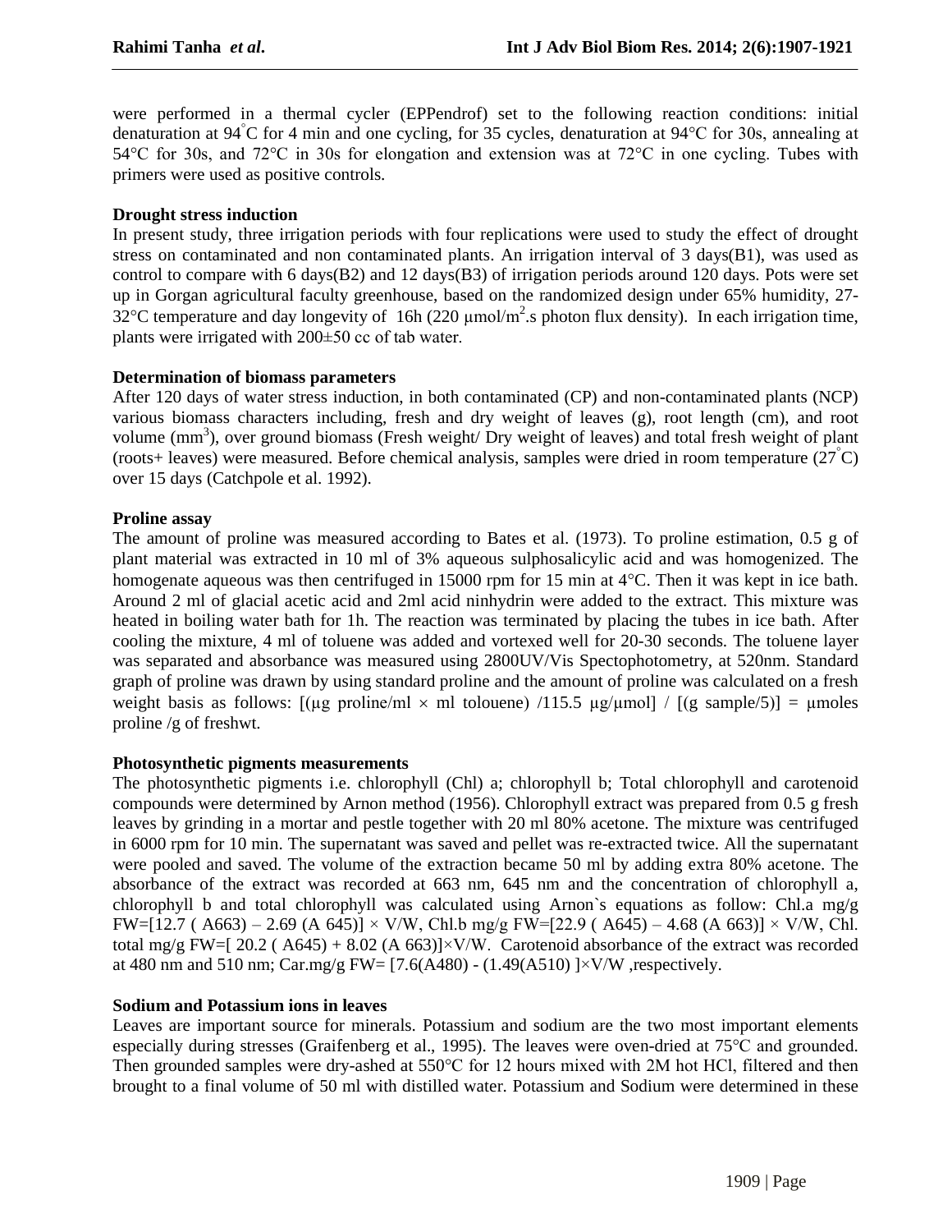were performed in a thermal cycler (EPPendrof) set to the following reaction conditions: initial denaturation at 94°C for 4 min and one cycling, for 35 cycles, denaturation at 94°C for 30s, annealing at 54°C for 30s, and 72°C in 30s for elongation and extension was at 72°C in one cycling. Tubes with primers were used as positive controls.

**Drought stress induction**

In present study, three irrigation periods with four replications were used to study the effect of drought stress on contaminated and non contaminated plants. An irrigation interval of 3 days(B1), was used as control to compare with 6 days(B2) and 12 days(B3) of irrigation periods around 120 days. Pots were set up in Gorgan agricultural faculty greenhouse, based on the randomized design under 65% humidity, 27-32°C temperature and day longevity of 16h (220 μmol/m$^2$.s photon flux density). In each irrigation time, plants were irrigated with 200±50 cc of tab water.

**Determination of biomass parameters**

After 120 days of water stress induction, in both contaminated (CP) and non-contaminated plants (NCP) various biomass characters including, fresh and dry weight of leaves (g), root length (cm), and root volume (mm$^3$), over ground biomass (Fresh weight/ Dry weight of leaves) and total fresh weight of plant (roots+ leaves) were measured. Before chemical analysis, samples were dried in room temperature (27°C) over 15 days (Catchpole et al. 1992).

**Proline assay**

The amount of proline was measured according to Bates et al. (1973). To proline estimation, 0.5 g of plant material was extracted in 10 ml of 3% aqueous sulphosalicylic acid and was homogenized. The homogenate aqueous was then centrifuged in 15000 rpm for 15 min at 4°C. Then it was kept in ice bath. Around 2 ml of glacial acetic acid and 2ml acid ninhydrin were added to the extract. This mixture was heated in boiling water bath for 1h. The reaction was terminated by placing the tubes in ice bath. After cooling the mixture, 4 ml of toluene was added and vortexed well for 20-30 seconds. The toluene layer was separated and absorbance was measured using 2800UV/Vis Spectophotometry, at 520nm. Standard graph of proline was drawn by using standard proline and the amount of proline was calculated on a fresh weight basis as follows: [(μg proline/ml × ml tolouene) /115.5 μg/μmol] / [(g sample/5)] = μmoles proline /g of freshwt.

**Photosynthetic pigments measurements**

The photosynthetic pigments i.e. chlorophyll (Chl) a; chlorophyll b; Total chlorophyll and carotenoid compounds were determined by Arnon method (1956). Chlorophyll extract was prepared from 0.5 g fresh leaves by grinding in a mortar and pestle together with 20 ml 80% acetone. The mixture was centrifuged in 6000 rpm for 10 min. The supernatant was saved and pellet was re-extracted twice. All the supernatant were pooled and saved. The volume of the extraction became 50 ml by adding extra 80% acetone. The absorbance of the extract was recorded at 663 nm, 645 nm and the concentration of chlorophyll a, chlorophyll b and total chlorophyll was calculated using Arnon`s equations as follow: Chl.a mg/g FW=[12.7 ( A663) – 2.69 (A 645)] × V/W, Chl.b mg/g FW=[22.9 ( A645) – 4.68 (A 663)] × V/W, Chl. total mg/g FW=[ 20.2 ( A645) + 8.02 (A 663)]×V/W. Carotenoid absorbance of the extract was recorded at 480 nm and 510 nm; Car.mg/g FW= [7.6(A480) - (1.49(A510) ]×V/W ,respectively.

**Sodium and Potassium ions in leaves**

Leaves are important source for minerals. Potassium and sodium are the two most important elements especially during stresses (Graifenberg et al., 1995). The leaves were oven-dried at 75°C and grounded. Then grounded samples were dry-ashed at 550°C for 12 hours mixed with 2M hot HCl, filtered and then brought to a final volume of 50 ml with distilled water. Potassium and Sodium were determined in these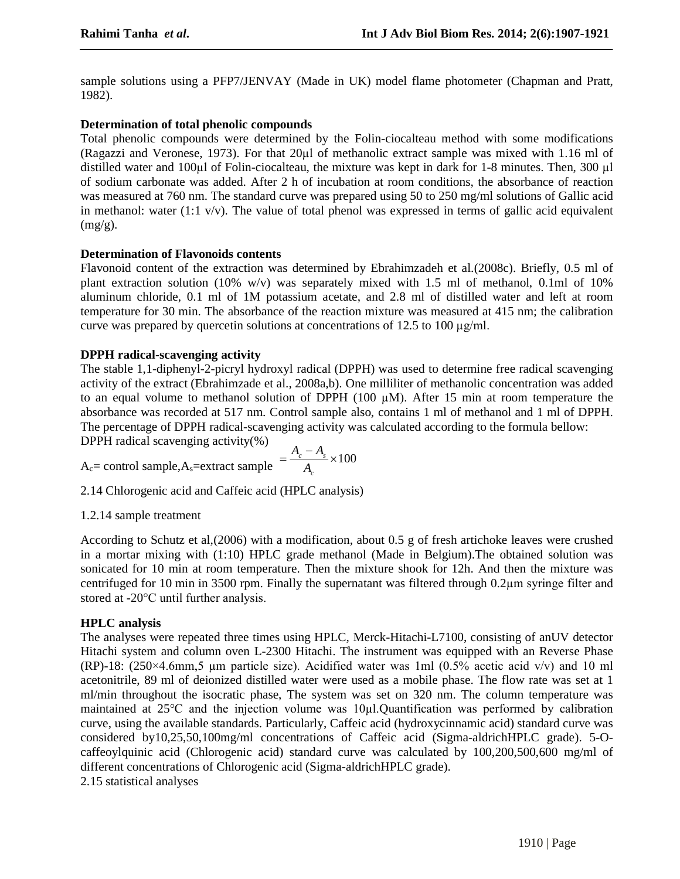sample solutions using a PFP7/JENVAY (Made in UK) model flame photometer (Chapman and Pratt, 1982).

**Determination of total phenolic compounds**

Total phenolic compounds were determined by the Folin-ciocalteau method with some modifications (Ragazzi and Veronese, 1973). For that 20μl of methanolic extract sample was mixed with 1.16 ml of distilled water and 100μl of Folin-ciocalteau, the mixture was kept in dark for 1-8 minutes. Then, 300 μl of sodium carbonate was added. After 2 h of incubation at room conditions, the absorbance of reaction was measured at 760 nm. The standard curve was prepared using 50 to 250 mg/ml solutions of Gallic acid in methanol: water (1:1 v/v). The value of total phenol was expressed in terms of gallic acid equivalent (mg/g).

**Determination of Flavonoids contents**

Flavonoid content of the extraction was determined by Ebrahimzadeh et al.(2008c). Briefly, 0.5 ml of plant extraction solution (10% w/v) was separately mixed with 1.5 ml of methanol, 0.1ml of 10% aluminum chloride, 0.1 ml of 1M potassium acetate, and 2.8 ml of distilled water and left at room temperature for 30 min. The absorbance of the reaction mixture was measured at 415 nm; the calibration curve was prepared by quercetin solutions at concentrations of 12.5 to 100 μg/ml.

**DPPH radical-scavenging activity**

The stable 1,1-diphenyl-2-picryl hydroxyl radical (DPPH) was used to determine free radical scavenging activity of the extract (Ebrahimzade et al., 2008a,b). One milliliter of methanolic concentration was added to an equal volume to methanol solution of DPPH (100 μM). After 15 min at room temperature the absorbance was recorded at 517 nm. Control sample also, contains 1 ml of methanol and 1 ml of DPPH. The percentage of DPPH radical-scavenging activity was calculated according to the formula bellow:

DPPH radical scavenging activity(%)

$$= \frac{A_c - A_s}{A_c} \times 100$$

$A_c$= control sample, $A_s$=extract sample

2.14 Chlorogenic acid and Caffeic acid (HPLC analysis)

1.2.14 sample treatment

According to Schutz et al,(2006) with a modification, about 0.5 g of fresh artichoke leaves were crushed in a mortar mixing with (1:10) HPLC grade methanol (Made in Belgium).The obtained solution was sonicated for 10 min at room temperature. Then the mixture shook for 12h. And then the mixture was centrifuged for 10 min in 3500 rpm. Finally the supernatant was filtered through 0.2μm syringe filter and stored at -20°C until further analysis.

**HPLC analysis**

The analyses were repeated three times using HPLC, Merck-Hitachi-L7100, consisting of anUV detector Hitachi system and column oven L-2300 Hitachi. The instrument was equipped with an Reverse Phase (RP)-18: (250×4.6mm,5 μm particle size). Acidified water was 1ml (0.5% acetic acid v/v) and 10 ml acetonitrile, 89 ml of deionized distilled water were used as a mobile phase. The flow rate was set at 1 ml/min throughout the isocratic phase, The system was set on 320 nm. The column temperature was maintained at 25°C and the injection volume was 10μl.Quantification was performed by calibration curve, using the available standards. Particularly, Caffeic acid (hydroxycinnamic acid) standard curve was considered by10,25,50,100mg/ml concentrations of Caffeic acid (Sigma-aldrichHPLC grade). 5-O-caffeoylquinic acid (Chlorogenic acid) standard curve was calculated by 100,200,500,600 mg/ml of different concentrations of Chlorogenic acid (Sigma-aldrichHPLC grade).

2.15 statistical analyses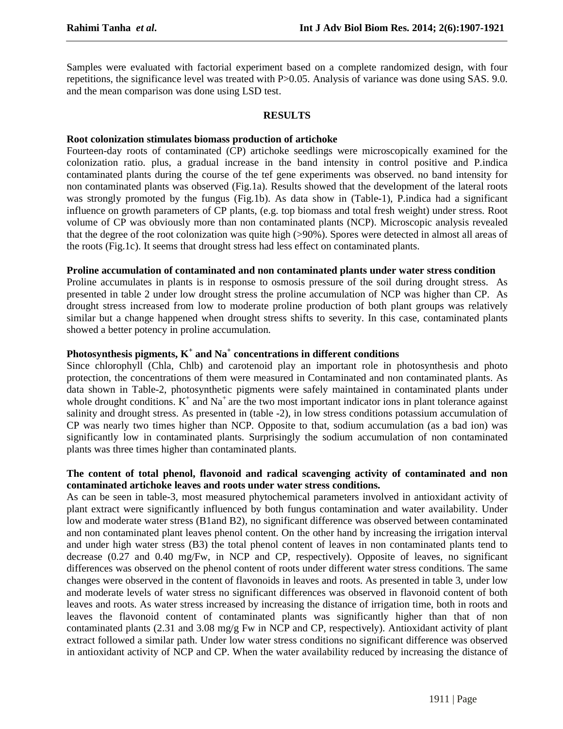Samples were evaluated with factorial experiment based on a complete randomized design, with four repetitions, the significance level was treated with P>0.05. Analysis of variance was done using SAS. 9.0. and the mean comparison was done using LSD test.

## RESULTS

### Root colonization stimulates biomass production of artichoke

Fourteen-day roots of contaminated (CP) artichoke seedlings were microscopically examined for the colonization ratio. plus, a gradual increase in the band intensity in control positive and P.indica contaminated plants during the course of the tef gene experiments was observed. no band intensity for non contaminated plants was observed (Fig.1a). Results showed that the development of the lateral roots was strongly promoted by the fungus (Fig.1b). As data show in (Table-1), P.indica had a significant influence on growth parameters of CP plants, (e.g. top biomass and total fresh weight) under stress. Root volume of CP was obviously more than non contaminated plants (NCP). Microscopic analysis revealed that the degree of the root colonization was quite high (>90%). Spores were detected in almost all areas of the roots (Fig.1c). It seems that drought stress had less effect on contaminated plants.

### Proline accumulation of contaminated and non contaminated plants under water stress condition

Proline accumulates in plants is in response to osmosis pressure of the soil during drought stress. As presented in table 2 under low drought stress the proline accumulation of NCP was higher than CP. As drought stress increased from low to moderate proline production of both plant groups was relatively similar but a change happened when drought stress shifts to severity. In this case, contaminated plants showed a better potency in proline accumulation.

### Photosynthesis pigments, $K^+$ and $Na^+$ concentrations in different conditions

Since chlorophyll (Chla, Chlb) and carotenoid play an important role in photosynthesis and photo protection, the concentrations of them were measured in Contaminated and non contaminated plants. As data shown in Table-2, photosynthetic pigments were safely maintained in contaminated plants under whole drought conditions. $K^+$ and $Na^+$ are the two most important indicator ions in plant tolerance against salinity and drought stress. As presented in (table -2), in low stress conditions potassium accumulation of CP was nearly two times higher than NCP. Opposite to that, sodium accumulation (as a bad ion) was significantly low in contaminated plants. Surprisingly the sodium accumulation of non contaminated plants was three times higher than contaminated plants.

### The content of total phenol, flavonoid and radical scavenging activity of contaminated and non contaminated artichoke leaves and roots under water stress conditions.

As can be seen in table-3, most measured phytochemical parameters involved in antioxidant activity of plant extract were significantly influenced by both fungus contamination and water availability. Under low and moderate water stress (B1and B2), no significant difference was observed between contaminated and non contaminated plant leaves phenol content. On the other hand by increasing the irrigation interval and under high water stress (B3) the total phenol content of leaves in non contaminated plants tend to decrease (0.27 and 0.40 mg/Fw, in NCP and CP, respectively). Opposite of leaves, no significant differences was observed on the phenol content of roots under different water stress conditions. The same changes were observed in the content of flavonoids in leaves and roots. As presented in table 3, under low and moderate levels of water stress no significant differences was observed in flavonoid content of both leaves and roots. As water stress increased by increasing the distance of irrigation time, both in roots and leaves the flavonoid content of contaminated plants was significantly higher than that of non contaminated plants (2.31 and 3.08 mg/g Fw in NCP and CP, respectively). Antioxidant activity of plant extract followed a similar path. Under low water stress conditions no significant difference was observed in antioxidant activity of NCP and CP. When the water availability reduced by increasing the distance of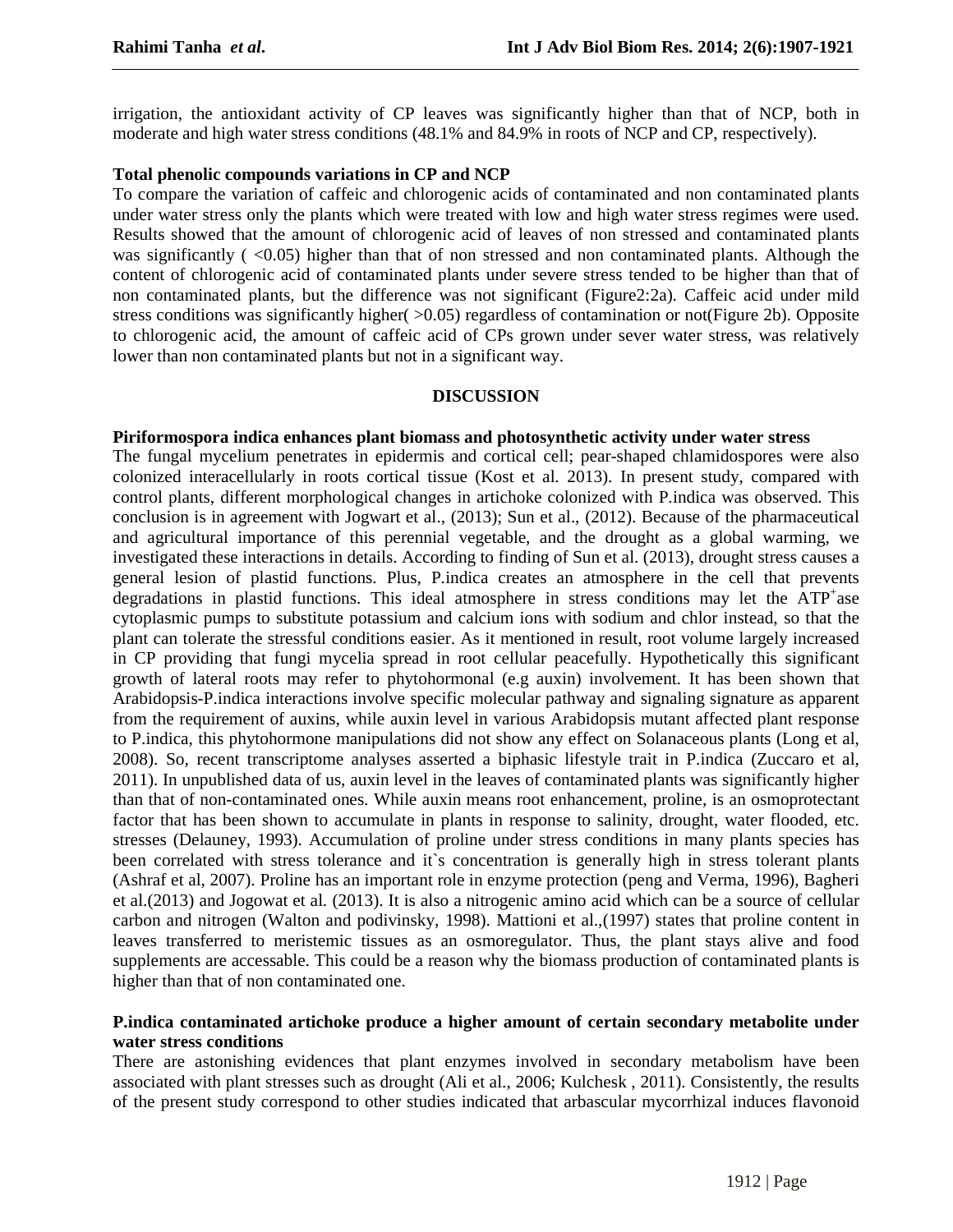irrigation, the antioxidant activity of CP leaves was significantly higher than that of NCP, both in moderate and high water stress conditions (48.1% and 84.9% in roots of NCP and CP, respectively).

**Total phenolic compounds variations in CP and NCP**

To compare the variation of caffeic and chlorogenic acids of contaminated and non contaminated plants under water stress only the plants which were treated with low and high water stress regimes were used. Results showed that the amount of chlorogenic acid of leaves of non stressed and contaminated plants was significantly ( <0.05) higher than that of non stressed and non contaminated plants. Although the content of chlorogenic acid of contaminated plants under severe stress tended to be higher than that of non contaminated plants, but the difference was not significant (Figure2:2a). Caffeic acid under mild stress conditions was significantly higher( >0.05) regardless of contamination or not(Figure 2b). Opposite to chlorogenic acid, the amount of caffeic acid of CPs grown under sever water stress, was relatively lower than non contaminated plants but not in a significant way.

## DISCUSSION

**Piriformospora indica enhances plant biomass and photosynthetic activity under water stress**

The fungal mycelium penetrates in epidermis and cortical cell; pear-shaped chlamidospores were also colonized interacellularly in roots cortical tissue (Kost et al. 2013). In present study, compared with control plants, different morphological changes in artichoke colonized with P.indica was observed. This conclusion is in agreement with Jogwart et al., (2013); Sun et al., (2012). Because of the pharmaceutical and agricultural importance of this perennial vegetable, and the drought as a global warming, we investigated these interactions in details. According to finding of Sun et al. (2013), drought stress causes a general lesion of plastid functions. Plus, P.indica creates an atmosphere in the cell that prevents degradations in plastid functions. This ideal atmosphere in stress conditions may let the $ATP^{+}$ase cytoplasmic pumps to substitute potassium and calcium ions with sodium and chlor instead, so that the plant can tolerate the stressful conditions easier. As it mentioned in result, root volume largely increased in CP providing that fungi mycelia spread in root cellular peacefully. Hypothetically this significant growth of lateral roots may refer to phytohormonal (e.g auxin) involvement. It has been shown that Arabidopsis-P.indica interactions involve specific molecular pathway and signaling signature as apparent from the requirement of auxins, while auxin level in various Arabidopsis mutant affected plant response to P.indica, this phytohormone manipulations did not show any effect on Solanaceous plants (Long et al, 2008). So, recent transcriptome analyses asserted a biphasic lifestyle trait in P.indica (Zuccaro et al, 2011). In unpublished data of us, auxin level in the leaves of contaminated plants was significantly higher than that of non-contaminated ones. While auxin means root enhancement, proline, is an osmoprotectant factor that has been shown to accumulate in plants in response to salinity, drought, water flooded, etc. stresses (Delauney, 1993). Accumulation of proline under stress conditions in many plants species has been correlated with stress tolerance and it`s concentration is generally high in stress tolerant plants (Ashraf et al, 2007). Proline has an important role in enzyme protection (peng and Verma, 1996), Bagheri et al.(2013) and Jogowat et al. (2013). It is also a nitrogenic amino acid which can be a source of cellular carbon and nitrogen (Walton and podivinsky, 1998). Mattioni et al.,(1997) states that proline content in leaves transferred to meristemic tissues as an osmoregulator. Thus, the plant stays alive and food supplements are accessable. This could be a reason why the biomass production of contaminated plants is higher than that of non contaminated one.

**P.indica contaminated artichoke produce a higher amount of certain secondary metabolite under water stress conditions**

There are astonishing evidences that plant enzymes involved in secondary metabolism have been associated with plant stresses such as drought (Ali et al., 2006; Kulchesk , 2011). Consistently, the results of the present study correspond to other studies indicated that arbascular mycorrhizal induces flavonoid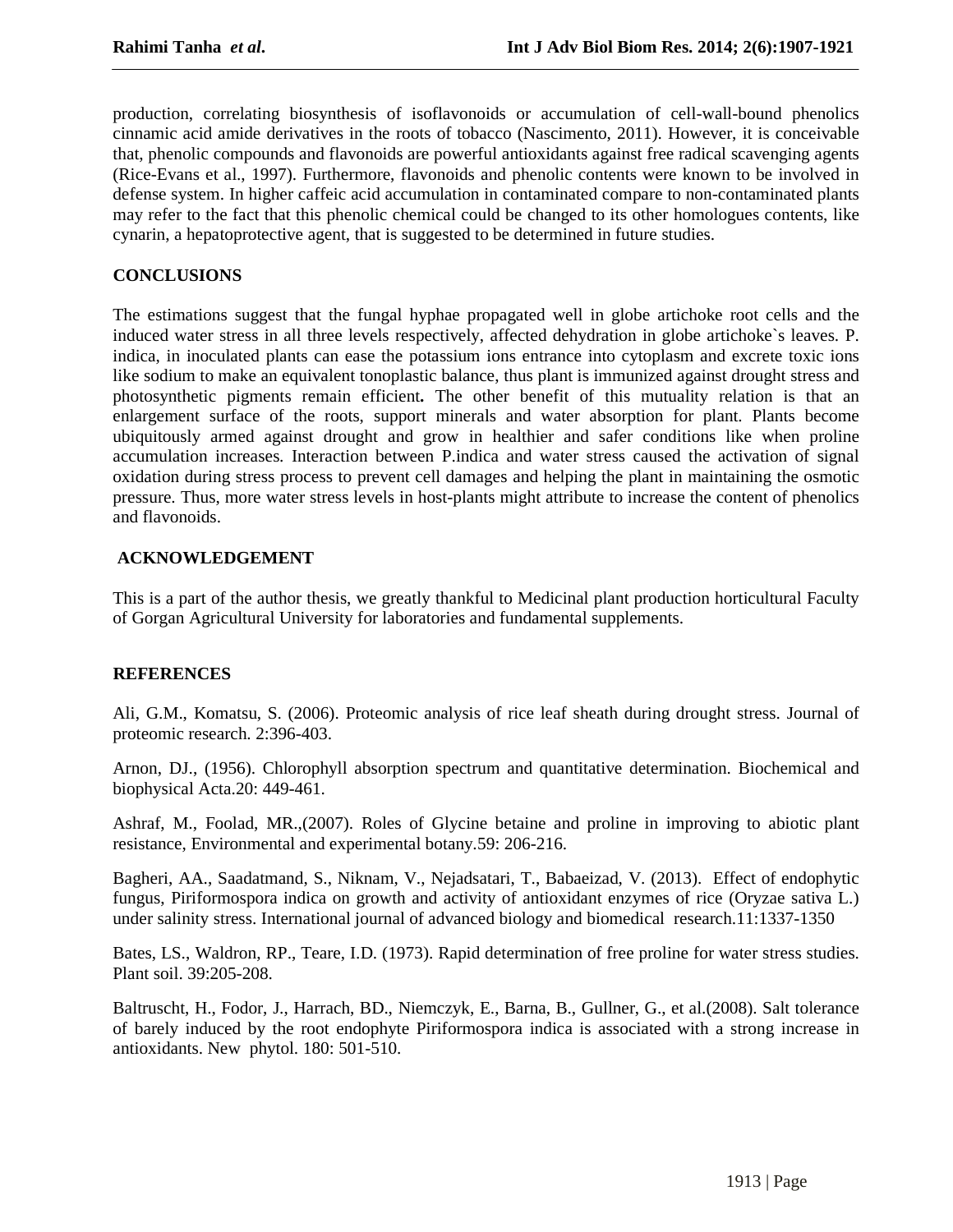production, correlating biosynthesis of isoflavonoids or accumulation of cell-wall-bound phenolics cinnamic acid amide derivatives in the roots of tobacco (Nascimento, 2011). However, it is conceivable that, phenolic compounds and flavonoids are powerful antioxidants against free radical scavenging agents (Rice-Evans et al., 1997). Furthermore, flavonoids and phenolic contents were known to be involved in defense system. In higher caffeic acid accumulation in contaminated compare to non-contaminated plants may refer to the fact that this phenolic chemical could be changed to its other homologues contents, like cynarin, a hepatoprotective agent, that is suggested to be determined in future studies.

## CONCLUSIONS

The estimations suggest that the fungal hyphae propagated well in globe artichoke root cells and the induced water stress in all three levels respectively, affected dehydration in globe artichoke`s leaves. P. indica, in inoculated plants can ease the potassium ions entrance into cytoplasm and excrete toxic ions like sodium to make an equivalent tonoplastic balance, thus plant is immunized against drought stress and photosynthetic pigments remain efficient**.** The other benefit of this mutuality relation is that an enlargement surface of the roots, support minerals and water absorption for plant. Plants become ubiquitously armed against drought and grow in healthier and safer conditions like when proline accumulation increases. Interaction between P.indica and water stress caused the activation of signal oxidation during stress process to prevent cell damages and helping the plant in maintaining the osmotic pressure. Thus, more water stress levels in host-plants might attribute to increase the content of phenolics and flavonoids.

## ACKNOWLEDGEMENT

This is a part of the author thesis, we greatly thankful to Medicinal plant production horticultural Faculty of Gorgan Agricultural University for laboratories and fundamental supplements.

## REFERENCES

Ali, G.M., Komatsu, S. (2006). Proteomic analysis of rice leaf sheath during drought stress. Journal of proteomic research. 2:396-403.

Arnon, DJ., (1956). Chlorophyll absorption spectrum and quantitative determination. Biochemical and biophysical Acta.20: 449-461.

Ashraf, M., Foolad, MR.,(2007). Roles of Glycine betaine and proline in improving to abiotic plant resistance, Environmental and experimental botany.59: 206-216.

Bagheri, AA., Saadatmand, S., Niknam, V., Nejadsatari, T., Babaeizad, V. (2013). Effect of endophytic fungus, Piriformospora indica on growth and activity of antioxidant enzymes of rice (Oryzae sativa L.) under salinity stress. International journal of advanced biology and biomedical research.11:1337-1350

Bates, LS., Waldron, RP., Teare, I.D. (1973). Rapid determination of free proline for water stress studies. Plant soil. 39:205-208.

Baltruscht, H., Fodor, J., Harrach, BD., Niemczyk, E., Barna, B., Gullner, G., et al.(2008). Salt tolerance of barely induced by the root endophyte Piriformospora indica is associated with a strong increase in antioxidants. New phytol. 180: 501-510.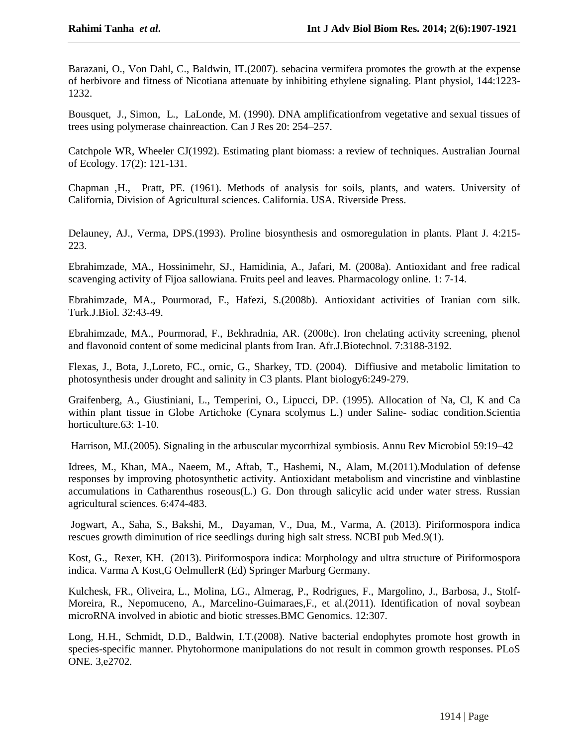Barazani, O., Von Dahl, C., Baldwin, IT.(2007). sebacina vermifera promotes the growth at the expense of herbivore and fitness of Nicotiana attenuate by inhibiting ethylene signaling. Plant physiol, 144:1223-1232.

Bousquet, J., Simon, L., LaLonde, M. (1990). DNA amplificationfrom vegetative and sexual tissues of trees using polymerase chainreaction. Can J Res 20: 254–257.

Catchpole WR, Wheeler CJ(1992). Estimating plant biomass: a review of techniques. Australian Journal of Ecology. 17(2): 121-131.

Chapman ,H., Pratt, PE. (1961). Methods of analysis for soils, plants, and waters. University of California, Division of Agricultural sciences. California. USA. Riverside Press.

Delauney, AJ., Verma, DPS.(1993). Proline biosynthesis and osmoregulation in plants. Plant J. 4:215-223.

Ebrahimzade, MA., Hossinimehr, SJ., Hamidinia, A., Jafari, M. (2008a). Antioxidant and free radical scavenging activity of Fijoa sallowiana. Fruits peel and leaves. Pharmacology online. 1: 7-14.

Ebrahimzade, MA., Pourmorad, F., Hafezi, S.(2008b). Antioxidant activities of Iranian corn silk. Turk.J.Biol. 32:43-49.

Ebrahimzade, MA., Pourmorad, F., Bekhradnia, AR. (2008c). Iron chelating activity screening, phenol and flavonoid content of some medicinal plants from Iran. Afr.J.Biotechnol. 7:3188-3192.

Flexas, J., Bota, J.,Loreto, FC., ornic, G., Sharkey, TD. (2004). Diffiusive and metabolic limitation to photosynthesis under drought and salinity in C3 plants. Plant biology6:249-279.

Graifenberg, A., Giustiniani, L., Temperini, O., Lipucci, DP. (1995). Allocation of Na, Cl, K and Ca within plant tissue in Globe Artichoke (Cynara scolymus L.) under Saline- sodiac condition.Scientia horticulture.63: 1-10.

Harrison, MJ.(2005). Signaling in the arbuscular mycorrhizal symbiosis. Annu Rev Microbiol 59:19–42

Idrees, M., Khan, MA., Naeem, M., Aftab, T., Hashemi, N., Alam, M.(2011).Modulation of defense responses by improving photosynthetic activity. Antioxidant metabolism and vincristine and vinblastine accumulations in Catharenthus roseous(L.) G. Don through salicylic acid under water stress. Russian agricultural sciences. 6:474-483.

Jogwart, A., Saha, S., Bakshi, M., Dayaman, V., Dua, M., Varma, A. (2013). Piriformospora indica rescues growth diminution of rice seedlings during high salt stress. NCBI pub Med.9(1).

Kost, G., Rexer, KH. (2013). Piriformospora indica: Morphology and ultra structure of Piriformospora indica. Varma A Kost,G OelmullerR (Ed) Springer Marburg Germany.

Kulchesk, FR., Oliveira, L., Molina, LG., Almerag, P., Rodrigues, F., Margolino, J., Barbosa, J., Stolf-Moreira, R., Nepomuceno, A., Marcelino-Guimaraes,F., et al.(2011). Identification of noval soybean microRNA involved in abiotic and biotic stresses.BMC Genomics. 12:307.

Long, H.H., Schmidt, D.D., Baldwin, I.T.(2008). Native bacterial endophytes promote host growth in species-specific manner. Phytohormone manipulations do not result in common growth responses. PLoS ONE. 3,e2702.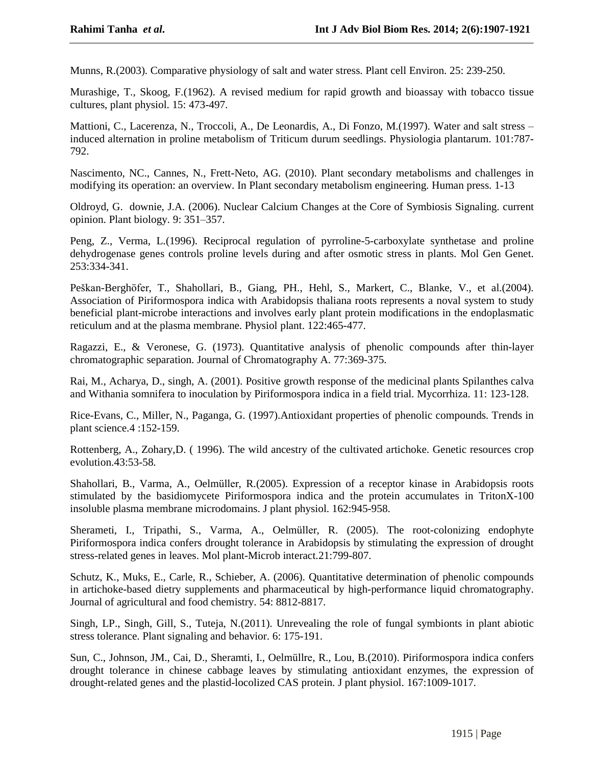Munns, R.(2003). Comparative physiology of salt and water stress. Plant cell Environ. 25: 239-250.

Murashige, T., Skoog, F.(1962). A revised medium for rapid growth and bioassay with tobacco tissue cultures, plant physiol. 15: 473-497.

Mattioni, C., Lacerenza, N., Troccoli, A., De Leonardis, A., Di Fonzo, M.(1997). Water and salt stress – induced alternation in proline metabolism of Triticum durum seedlings. Physiologia plantarum. 101:787-792.

Nascimento, NC., Cannes, N., Frett-Neto, AG. (2010). Plant secondary metabolisms and challenges in modifying its operation: an overview. In Plant secondary metabolism engineering. Human press. 1-13

Oldroyd, G.  downie, J.A. (2006). Nuclear Calcium Changes at the Core of Symbiosis Signaling. current opinion. Plant biology. 9: 351–357.

Peng, Z., Verma, L.(1996). Reciprocal regulation of pyrroline-5-carboxylate synthetase and proline dehydrogenase genes controls proline levels during and after osmotic stress in plants. Mol Gen Genet. 253:334-341.

Peškan-Berghöfer, T., Shahollari, B., Giang, PH., Hehl, S., Markert, C., Blanke, V., et al.(2004). Association of Piriformospora indica with Arabidopsis thaliana roots represents a noval system to study beneficial plant-microbe interactions and involves early plant protein modifications in the endoplasmatic reticulum and at the plasma membrane. Physiol plant. 122:465-477.

Ragazzi, E., & Veronese, G. (1973). Quantitative analysis of phenolic compounds after thin-layer chromatographic separation. Journal of Chromatography A. 77:369-375.

Rai, M., Acharya, D., singh, A. (2001). Positive growth response of the medicinal plants Spilanthes calva and Withania somnifera to inoculation by Piriformospora indica in a field trial. Mycorrhiza. 11: 123-128.

Rice-Evans, C., Miller, N., Paganga, G. (1997).Antioxidant properties of phenolic compounds. Trends in plant science.4 :152-159.

Rottenberg, A., Zohary,D. ( 1996). The wild ancestry of the cultivated artichoke. Genetic resources crop evolution.43:53-58.

Shahollari, B., Varma, A., Oelmüller, R.(2005). Expression of a receptor kinase in Arabidopsis roots stimulated by the basidiomycete Piriformospora indica and the protein accumulates in TritonX-100 insoluble plasma membrane microdomains. J plant physiol. 162:945-958.

Sherameti, I., Tripathi, S., Varma, A., Oelmüller, R. (2005). The root-colonizing endophyte Piriformospora indica confers drought tolerance in Arabidopsis by stimulating the expression of drought stress-related genes in leaves. Mol plant-Microb interact.21:799-807.

Schutz, K., Muks, E., Carle, R., Schieber, A. (2006). Quantitative determination of phenolic compounds in artichoke-based dietry supplements and pharmaceutical by high-performance liquid chromatography. Journal of agricultural and food chemistry. 54: 8812-8817.

Singh, LP., Singh, Gill, S., Tuteja, N.(2011). Unrevealing the role of fungal symbionts in plant abiotic stress tolerance. Plant signaling and behavior. 6: 175-191.

Sun, C., Johnson, JM., Cai, D., Sheramti, I., Oelmüllre, R., Lou, B.(2010). Piriformospora indica confers drought tolerance in chinese cabbage leaves by stimulating antioxidant enzymes, the expression of drought-related genes and the plastid-locolized CAS protein. J plant physiol. 167:1009-1017.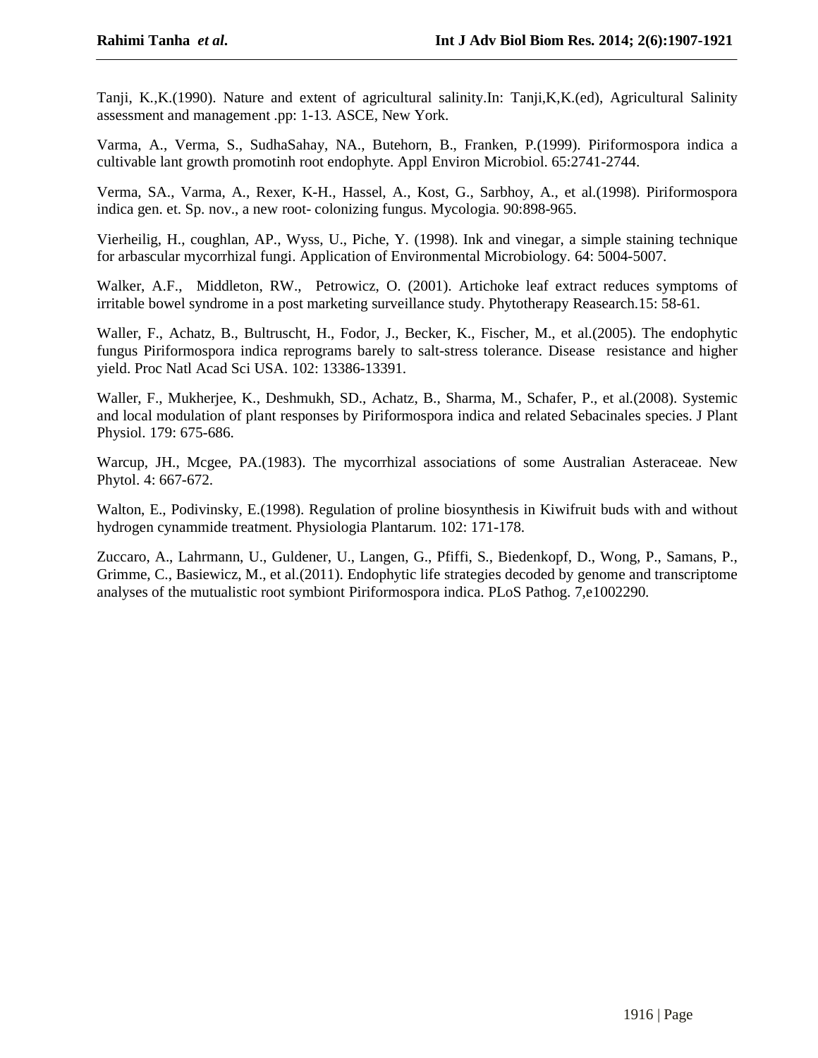Tanji, K.,K.(1990). Nature and extent of agricultural salinity.In: Tanji,K,K.(ed), Agricultural Salinity assessment and management .pp: 1-13. ASCE, New York.

Varma, A., Verma, S., SudhaSahay, NA., Butehorn, B., Franken, P.(1999). Piriformospora indica a cultivable lant growth promotinh root endophyte. Appl Environ Microbiol. 65:2741-2744.

Verma, SA., Varma, A., Rexer, K-H., Hassel, A., Kost, G., Sarbhoy, A., et al.(1998). Piriformospora indica gen. et. Sp. nov., a new root- colonizing fungus. Mycologia. 90:898-965.

Vierheilig, H., coughlan, AP., Wyss, U., Piche, Y. (1998). Ink and vinegar, a simple staining technique for arbascular mycorrhizal fungi. Application of Environmental Microbiology. 64: 5004-5007.

Walker, A.F., Middleton, RW., Petrowicz, O. (2001). Artichoke leaf extract reduces symptoms of irritable bowel syndrome in a post marketing surveillance study. Phytotherapy Reasearch.15: 58-61.

Waller, F., Achatz, B., Bultruscht, H., Fodor, J., Becker, K., Fischer, M., et al.(2005). The endophytic fungus Piriformospora indica reprograms barely to salt-stress tolerance. Disease resistance and higher yield. Proc Natl Acad Sci USA. 102: 13386-13391.

Waller, F., Mukherjee, K., Deshmukh, SD., Achatz, B., Sharma, M., Schafer, P., et al.(2008). Systemic and local modulation of plant responses by Piriformospora indica and related Sebacinales species. J Plant Physiol. 179: 675-686.

Warcup, JH., Mcgee, PA.(1983). The mycorrhizal associations of some Australian Asteraceae. New Phytol. 4: 667-672.

Walton, E., Podivinsky, E.(1998). Regulation of proline biosynthesis in Kiwifruit buds with and without hydrogen cynammide treatment. Physiologia Plantarum. 102: 171-178.

Zuccaro, A., Lahrmann, U., Guldener, U., Langen, G., Pfiffi, S., Biedenkopf, D., Wong, P., Samans, P., Grimme, C., Basiewicz, M., et al.(2011). Endophytic life strategies decoded by genome and transcriptome analyses of the mutualistic root symbiont Piriformospora indica. PLoS Pathog. 7,e1002290.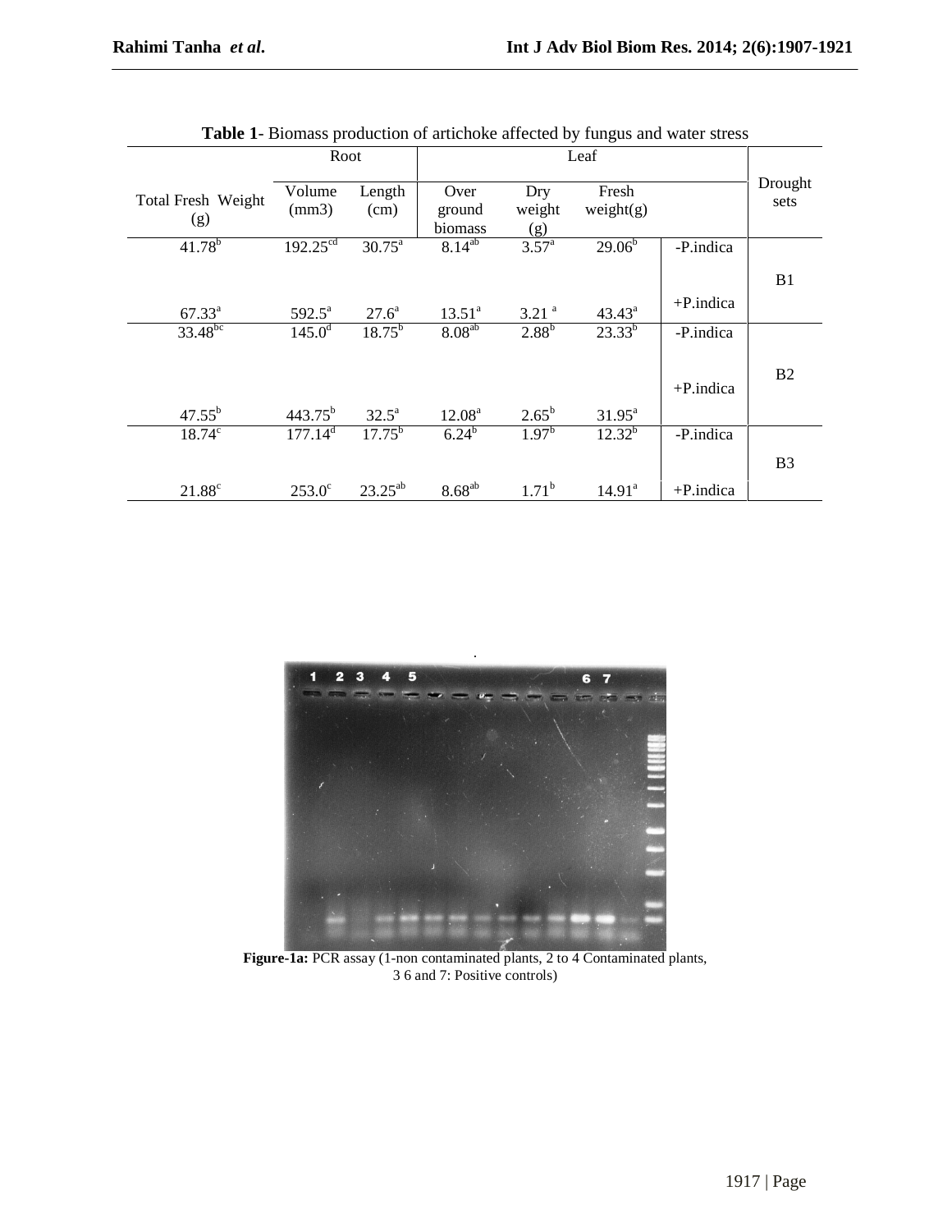**Table 1**- Biomass production of artichoke affected by fungus and water stress

| Total Fresh Weight (g) | Root | | Leaf | | | | Drought sets |
|---|---|---|---|---|---|---|---|
| | Volume (mm3) | Length (cm) | Over ground biomass | Dry weight (g) | Fresh weight(g) | | |
| 41.78$^{b}$ | 192.25$^{cd}$ | 30.75$^{a}$ | 8.14$^{ab}$ | 3.57$^{a}$ | 29.06$^{b}$ | -P.indica | B1 |
| 67.33$^{a}$ | 592.5$^{a}$ | 27.6$^{a}$ | 13.51$^{a}$ | 3.21$^{a}$ | 43.43$^{a}$ | +P.indica | |
| 33.48$^{bc}$ | 145.0$^{d}$ | 18.75$^{b}$ | 8.08$^{ab}$ | 2.88$^{b}$ | 23.33$^{b}$ | -P.indica | B2 |
| 47.55$^{b}$ | 443.75$^{b}$ | 32.5$^{a}$ | 12.08$^{a}$ | 2.65$^{b}$ | 31.95$^{a}$ | +P.indica | |
| 18.74$^{c}$ | 177.14$^{d}$ | 17.75$^{b}$ | 6.24$^{b}$ | 1.97$^{b}$ | 12.32$^{b}$ | -P.indica | B3 |
| 21.88$^{c}$ | 253.0$^{c}$ | 23.25$^{ab}$ | 8.68$^{ab}$ | 1.71$^{b}$ | 14.91$^{a}$ | +P.indica | |

**Figure-1a:** PCR assay (1-non contaminated plants, 2 to 4 Contaminated plants, 3 6 and 7: Positive controls)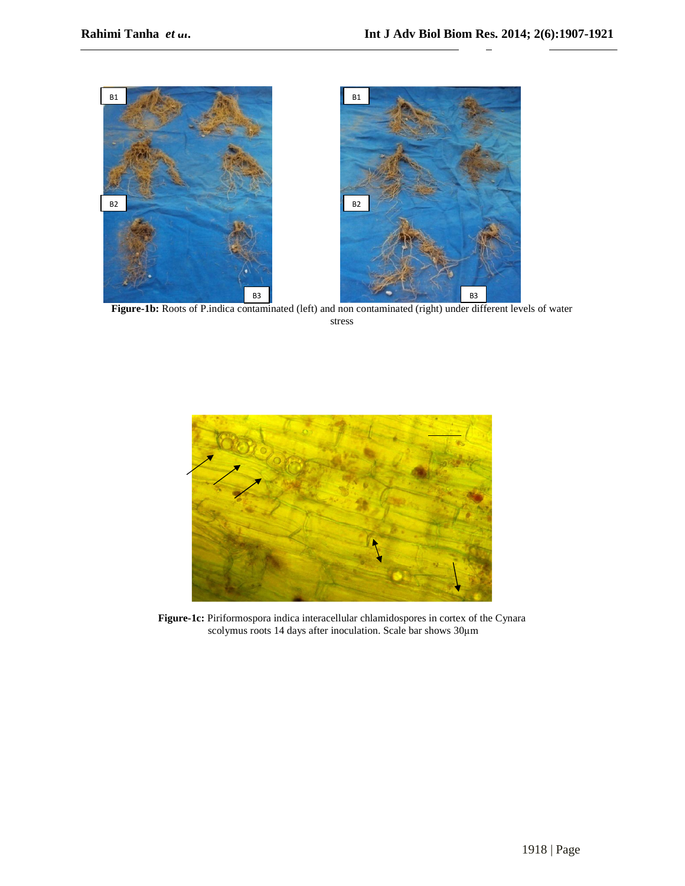**Figure-1b:** Roots of P.indica contaminated (left) and non contaminated (right) under different levels of water stress

**Figure-1c:** Piriformospora indica interacellular chlamidospores in cortex of the Cynara scolymus roots 14 days after inoculation. Scale bar shows 30µm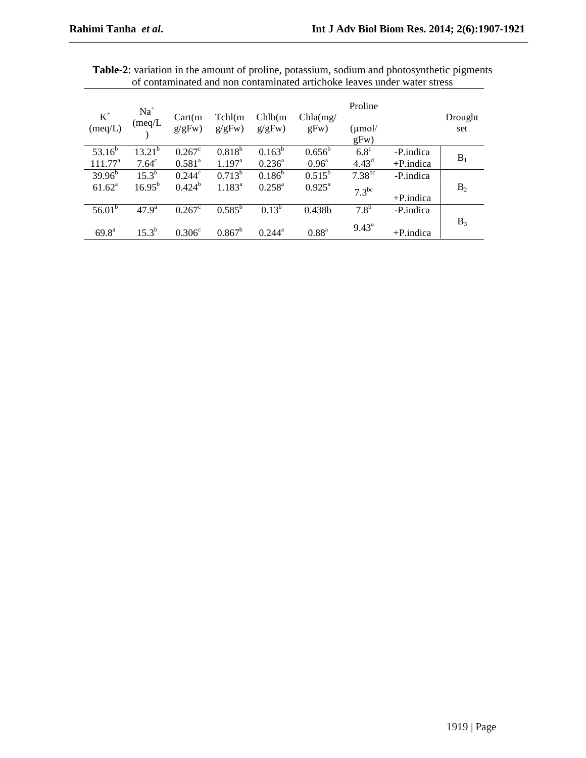**Table-2**: variation in the amount of proline, potassium, sodium and photosynthetic pigments of contaminated and non contaminated artichoke leaves under water stress

| $K^+$ (meq/L) | $Na^+$ (meq/L) | Cart(mg/gFw) | Tchl(mg/gFw) | Chlb(mg/gFw) | Chla(mg/gFw) | Proline (µmol/gFw) | | Drought set |
|---|---|---|---|---|---|---|---|---|
| $53.16^b$ | $13.21^b$ | $0.267^c$ | $0.818^b$ | $0.163^b$ | $0.656^b$ | $6.8^c$ | -P.indica | $B_1$ |
| $111.77^a$ | $7.64^c$ | $0.581^a$ | $1.197^a$ | $0.236^a$ | $0.96^a$ | $4.43^d$ | +P.indica | |
| $39.96^b$ | $15.3^b$ | $0.244^c$ | $0.713^b$ | $0.186^b$ | $0.515^b$ | $7.38^{bc}$ | -P.indica | $B_2$ |
| $61.62^a$ | $16.95^b$ | $0.424^b$ | $1.183^a$ | $0.258^a$ | $0.925^a$ | $7.3^{bc}$ | +P.indica | |
| $56.01^b$ | $47.9^a$ | $0.267^c$ | $0.585^b$ | $0.13^b$ | 0.438b | $7.8^b$ | -P.indica | $B_3$ |
| $69.8^a$ | $15.3^b$ | $0.306^c$ | $0.867^b$ | $0.244^a$ | $0.88^a$ | $9.43^a$ | +P.indica | |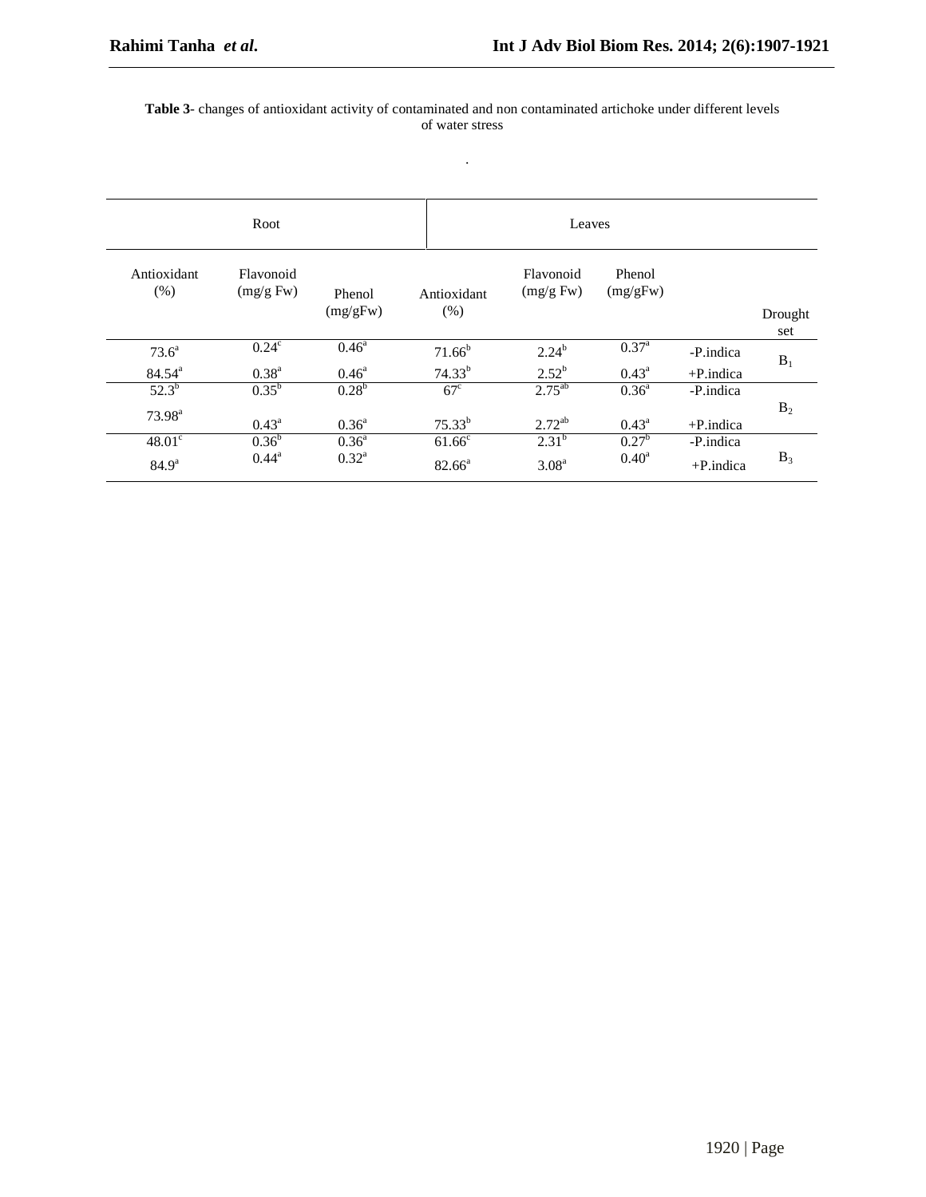**Table 3**- changes of antioxidant activity of contaminated and non contaminated artichoke under different levels of water stress

| Root | | | Leaves | | | | |
|---|---|---|---|---|---|---|---|
| Antioxidant (%) | Flavonoid (mg/g Fw) | Phenol (mg/gFw) | Antioxidant (%) | Flavonoid (mg/g Fw) | Phenol (mg/gFw) | | Drought set |
| 73.6$^{a}$ | 0.24$^{c}$ | 0.46$^{a}$ | 71.66$^{b}$ | 2.24$^{b}$ | 0.37$^{a}$ | -P.indica | $B_1$ |
| 84.54$^{a}$ | 0.38$^{a}$ | 0.46$^{a}$ | 74.33$^{b}$ | 2.52$^{b}$ | 0.43$^{a}$ | +P.indica | |
| 52.3$^{b}$ | 0.35$^{b}$ | 0.28$^{b}$ | 67$^{c}$ | 2.75$^{ab}$ | 0.36$^{a}$ | -P.indica | $B_2$ |
| 73.98$^{a}$ | 0.43$^{a}$ | 0.36$^{a}$ | 75.33$^{b}$ | 2.72$^{ab}$ | 0.43$^{a}$ | +P.indica | |
| 48.01$^{c}$ | 0.36$^{b}$ | 0.36$^{a}$ | 61.66$^{c}$ | 2.31$^{b}$ | 0.27$^{b}$ | -P.indica | $B_3$ |
| 84.9$^{a}$ | 0.44$^{a}$ | 0.32$^{a}$ | 82.66$^{a}$ | 3.08$^{a}$ | 0.40$^{a}$ | +P.indica | |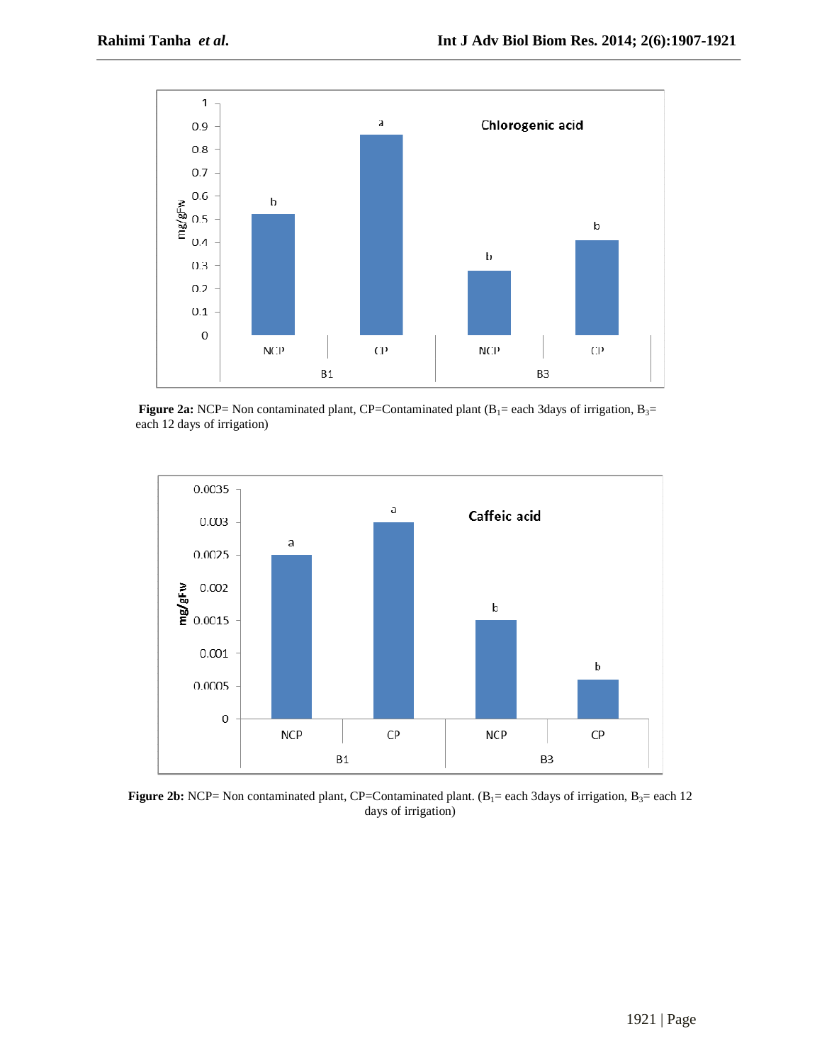Chlorogenic acid

mg/gFw

1
0.9
0.8
0.7
0.6
0.5
0.4
0.3
0.2
0.1
0

b
a
b
b

NCP
CP
NCP
CP

B1
B3

**Figure 2a:** NCP= Non contaminated plant, CP=Contaminated plant ($B_1$= each 3days of irrigation, $B_3$= each 12 days of irrigation)

Caffeic acid

mg/gFw

0.0035
0.003
0.0025
0.002
0.0015
0.001
0.0005
0

a
a
b
b

NCP
CP
NCP
CP

B1
B3

**Figure 2b:** NCP= Non contaminated plant, CP=Contaminated plant. ($B_1$= each 3days of irrigation, $B_3$= each 12 days of irrigation)